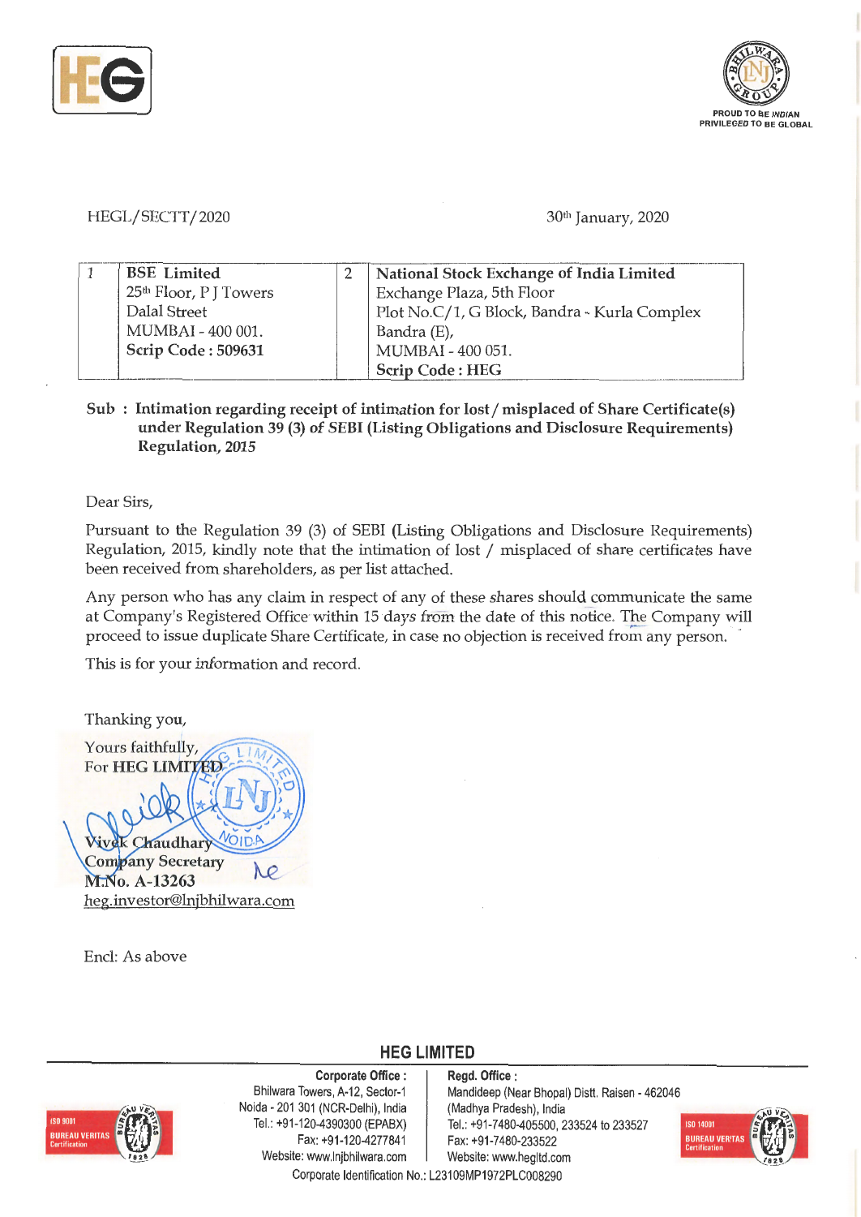HEGL/SECTT/2020

30th January, 2020

| 1 | BSE Limited<br>25th Floor, P J Towers<br>Dalal Street<br>MUMBAI - 400 001.<br>**Scrip Code : 509631** | 2 | National Stock Exchange of India Limited<br>Exchange Plaza, 5th Floor<br>Plot No.C/1, G Block, Bandra - Kurla Complex<br>Bandra (E),<br>MUMBAI - 400 051.<br>**Scrip Code : HEG** |
|---|---|---|---|

**Sub : Intimation regarding receipt of intimation for lost / misplaced of Share Certificate(s) under Regulation 39 (3) of SEBI (Listing Obligations and Disclosure Requirements) Regulation, 2015**

Dear Sirs,

Pursuant to the Regulation 39 (3) of SEBI (Listing Obligations and Disclosure Requirements) Regulation, 2015, kindly note that the intimation of lost / misplaced of share certificates have been received from shareholders, as per list attached.

Any person who has any claim in respect of any of these shares should communicate the same at Company's Registered Office within 15 days from the date of this notice. The Company will proceed to issue duplicate Share Certificate, in case no objection is received from any person.

This is for your information and record.

Thanking you,

Yours faithfully,
For **HEG LIMITED**

**Vivek Chaudhary**
**Company Secretary**
**M.No. A-13263**
heg.investor@lnjbhilwara.com

Encl: As above

**HEG LIMITED**

**Corporate Office :** Bhilwara Towers, A-12, Sector-1, Noida - 201 301 (NCR-Delhi), India. Tel.: +91-120-4390300 (EPABX) Fax: +91-120-4277841 Website: www.lnjbhilwara.com

**Regd. Office :** Mandideep (Near Bhopal) Distt. Raisen - 462046 (Madhya Pradesh), India. Tel.: +91-7480-405500, 233524 to 233527 Fax: +91-7480-233522 Website: www.hegltd.com

Corporate Identification No.: L23109MP1972PLC008290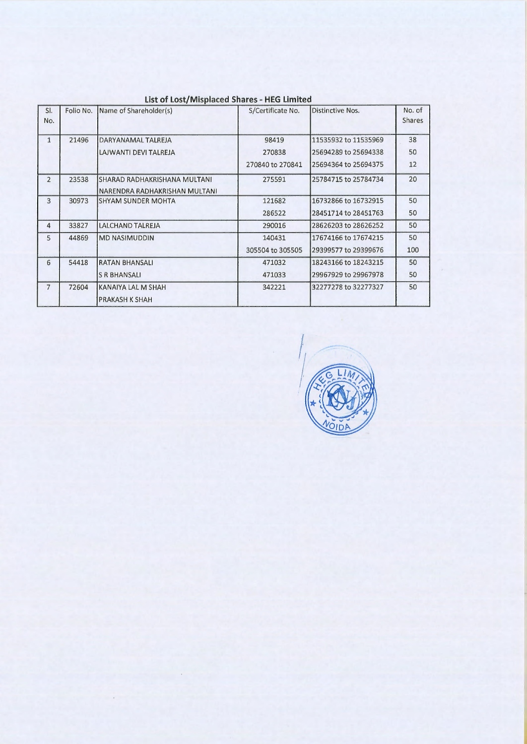## List of Lost/Misplaced Shares - HEG Limited

| Sl. No. | Folio No. | Name of Shareholder(s) | S/Certificate No. | Distinctive Nos. | No. of Shares |
|---|---|---|---|---|---|
| 1 | 21496 | DARYANAMAL TALREJA | 98419 | 11535932 to 11535969 | 38 |
| | | LAJWANTI DEVI TALREJA | 270838 | 25694289 to 25694338 | 50 |
| | | | 270840 to 270841 | 25694364 to 25694375 | 12 |
| 2 | 23538 | SHARAD RADHAKRISHANA MULTANI | 275591 | 25784715 to 25784734 | 20 |
| | | NARENDRA RADHAKRISHAN MULTANI | | | |
| 3 | 30973 | SHYAM SUNDER MOHTA | 121682 | 16732866 to 16732915 | 50 |
| | | | 286522 | 28451714 to 28451763 | 50 |
| 4 | 33827 | LALCHAND TALREJA | 290016 | 28626203 to 28626252 | 50 |
| 5 | 44869 | MD NASIMUDDIN | 140431 | 17674166 to 17674215 | 50 |
| | | | 305504 to 305505 | 29399577 to 29399676 | 100 |
| 6 | 54418 | RATAN BHANSALI | 471032 | 18243166 to 18243215 | 50 |
| | | S R BHANSALI | 471033 | 29967929 to 29967978 | 50 |
| 7 | 72604 | KANAIYA LAL M SHAH | 342221 | 32277278 to 32277327 | 50 |
| | | PRAKASH K SHAH | | | |